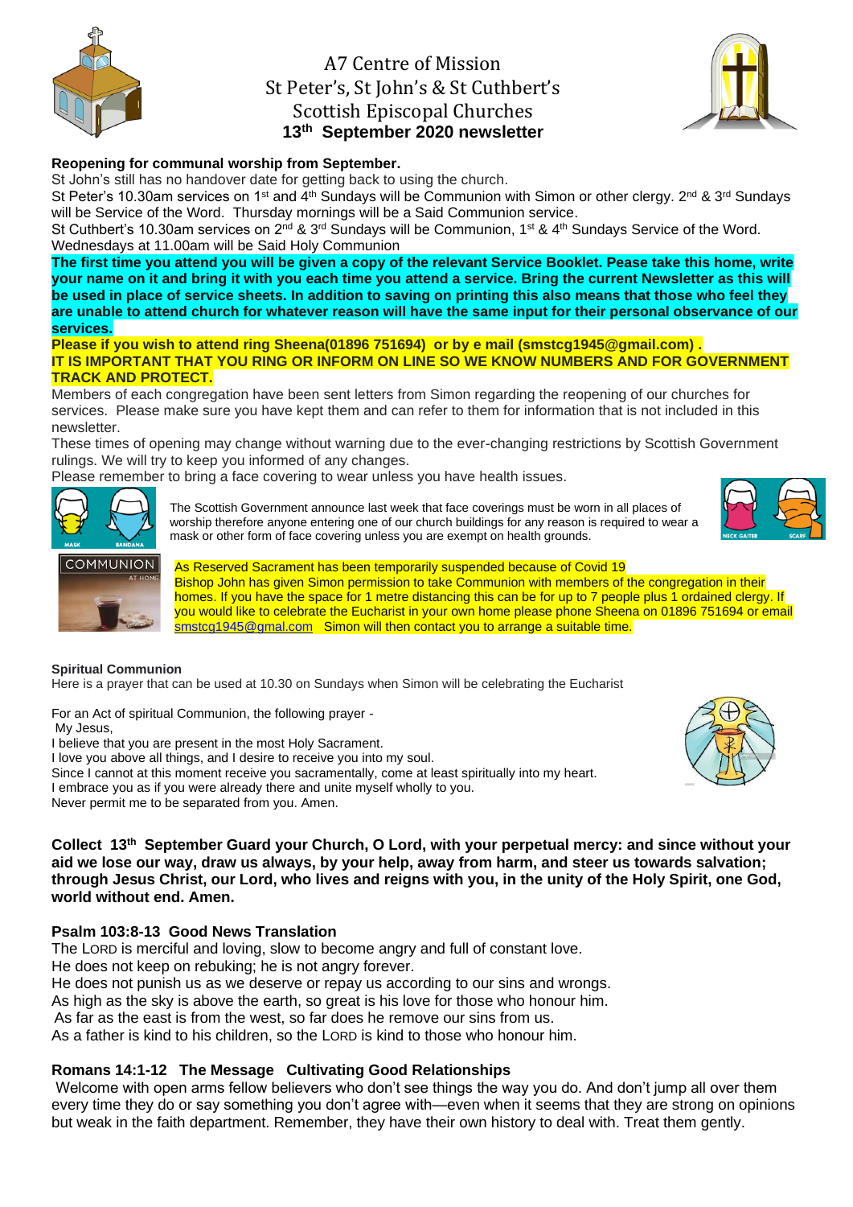# A7 Centre of Mission
## St Peter's, St John's & St Cuthbert's
## Scottish Episcopal Churches
## 13th September 2020 newsletter

**Reopening for communal worship from September.**

St John's still has no handover date for getting back to using the church.

St Peter's 10.30am services on 1st and 4th Sundays will be Communion with Simon or other clergy. 2nd & 3rd Sundays will be Service of the Word. Thursday mornings will be a Said Communion service.

St Cuthbert's 10.30am services on 2nd & 3rd Sundays will be Communion, 1st & 4th Sundays Service of the Word. Wednesdays at 11.00am will be Said Holy Communion

**The first time you attend you will be given a copy of the relevant Service Booklet. Pease take this home, write your name on it and bring it with you each time you attend a service. Bring the current Newsletter as this will be used in place of service sheets. In addition to saving on printing this also means that those who feel they are unable to attend church for whatever reason will have the same input for their personal observance of our services.**

**Please if you wish to attend ring Sheena(01896 751694) or by e mail (smstcg1945@gmail.com) .**

**IT IS IMPORTANT THAT YOU RING OR INFORM ON LINE SO WE KNOW NUMBERS AND FOR GOVERNMENT TRACK AND PROTECT.**

Members of each congregation have been sent letters from Simon regarding the reopening of our churches for services. Please make sure you have kept them and can refer to them for information that is not included in this newsletter.

These times of opening may change without warning due to the ever-changing restrictions by Scottish Government rulings. We will try to keep you informed of any changes.

Please remember to bring a face covering to wear unless you have health issues.

The Scottish Government announce last week that face coverings must be worn in all places of worship therefore anyone entering one of our church buildings for any reason is required to wear a mask or other form of face covering unless you are exempt on health grounds.

As Reserved Sacrament has been temporarily suspended because of Covid 19 Bishop John has given Simon permission to take Communion with members of the congregation in their homes. If you have the space for 1 metre distancing this can be for up to 7 people plus 1 ordained clergy. If you would like to celebrate the Eucharist in your own home please phone Sheena on 01896 751694 or email smstcg1945@gmal.com Simon will then contact you to arrange a suitable time.

**Spiritual Communion**

Here is a prayer that can be used at 10.30 on Sundays when Simon will be celebrating the Eucharist

For an Act of spiritual Communion, the following prayer -
My Jesus,
I believe that you are present in the most Holy Sacrament.
I love you above all things, and I desire to receive you into my soul.
Since I cannot at this moment receive you sacramentally, come at least spiritually into my heart.
I embrace you as if you were already there and unite myself wholly to you.
Never permit me to be separated from you. Amen.

**Collect 13th September Guard your Church, O Lord, with your perpetual mercy: and since without your aid we lose our way, draw us always, by your help, away from harm, and steer us towards salvation; through Jesus Christ, our Lord, who lives and reigns with you, in the unity of the Holy Spirit, one God, world without end. Amen.**

### Psalm 103:8-13 Good News Translation

The LORD is merciful and loving, slow to become angry and full of constant love.
He does not keep on rebuking; he is not angry forever.
He does not punish us as we deserve or repay us according to our sins and wrongs.
As high as the sky is above the earth, so great is his love for those who honour him.
As far as the east is from the west, so far does he remove our sins from us.
As a father is kind to his children, so the LORD is kind to those who honour him.

### Romans 14:1-12 The Message Cultivating Good Relationships

Welcome with open arms fellow believers who don't see things the way you do. And don't jump all over them every time they do or say something you don't agree with—even when it seems that they are strong on opinions but weak in the faith department. Remember, they have their own history to deal with. Treat them gently.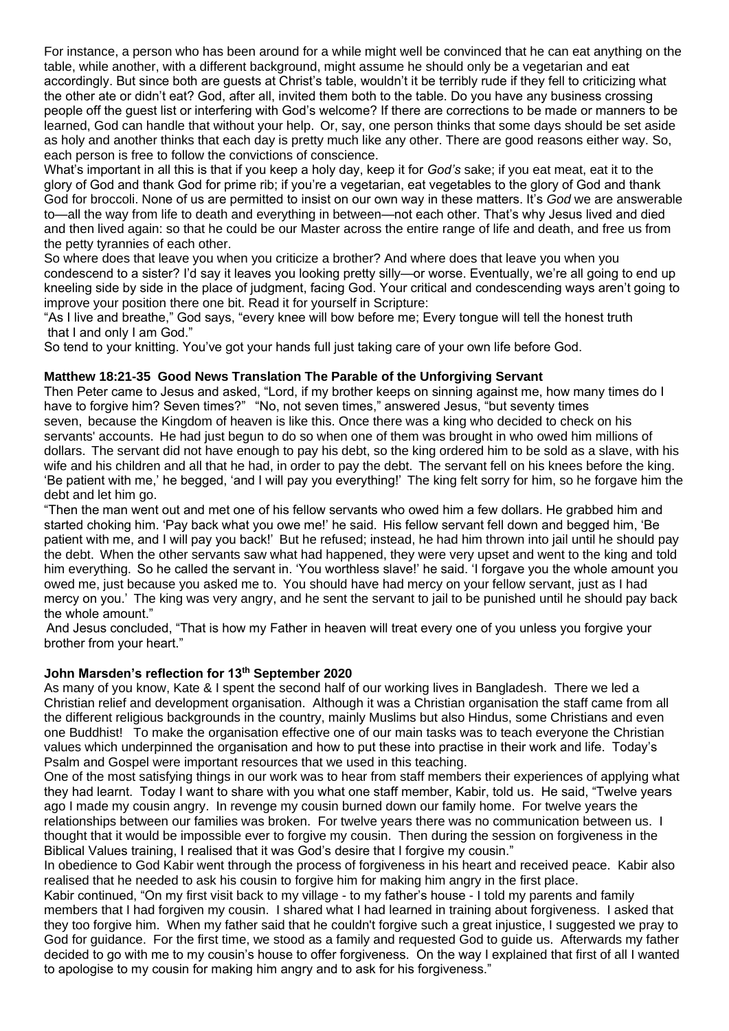For instance, a person who has been around for a while might well be convinced that he can eat anything on the table, while another, with a different background, might assume he should only be a vegetarian and eat accordingly. But since both are guests at Christ's table, wouldn't it be terribly rude if they fell to criticizing what the other ate or didn't eat? God, after all, invited them both to the table. Do you have any business crossing people off the guest list or interfering with God's welcome? If there are corrections to be made or manners to be learned, God can handle that without your help. Or, say, one person thinks that some days should be set aside as holy and another thinks that each day is pretty much like any other. There are good reasons either way. So, each person is free to follow the convictions of conscience.

What's important in all this is that if you keep a holy day, keep it for *God's* sake; if you eat meat, eat it to the glory of God and thank God for prime rib; if you're a vegetarian, eat vegetables to the glory of God and thank God for broccoli. None of us are permitted to insist on our own way in these matters. It's *God* we are answerable to—all the way from life to death and everything in between—not each other. That's why Jesus lived and died and then lived again: so that he could be our Master across the entire range of life and death, and free us from the petty tyrannies of each other.

So where does that leave you when you criticize a brother? And where does that leave you when you condescend to a sister? I'd say it leaves you looking pretty silly—or worse. Eventually, we're all going to end up kneeling side by side in the place of judgment, facing God. Your critical and condescending ways aren't going to improve your position there one bit. Read it for yourself in Scripture:

"As I live and breathe," God says, "every knee will bow before me; Every tongue will tell the honest truth that I and only I am God."

So tend to your knitting. You've got your hands full just taking care of your own life before God.

**Matthew 18:21-35 Good News Translation The Parable of the Unforgiving Servant**

Then Peter came to Jesus and asked, "Lord, if my brother keeps on sinning against me, how many times do I have to forgive him? Seven times?" "No, not seven times," answered Jesus, "but seventy times seven, because the Kingdom of heaven is like this. Once there was a king who decided to check on his servants' accounts. He had just begun to do so when one of them was brought in who owed him millions of dollars. The servant did not have enough to pay his debt, so the king ordered him to be sold as a slave, with his wife and his children and all that he had, in order to pay the debt. The servant fell on his knees before the king. 'Be patient with me,' he begged, 'and I will pay you everything!' The king felt sorry for him, so he forgave him the debt and let him go.

"Then the man went out and met one of his fellow servants who owed him a few dollars. He grabbed him and started choking him. 'Pay back what you owe me!' he said. His fellow servant fell down and begged him, 'Be patient with me, and I will pay you back!' But he refused; instead, he had him thrown into jail until he should pay the debt. When the other servants saw what had happened, they were very upset and went to the king and told him everything. So he called the servant in. 'You worthless slave!' he said. 'I forgave you the whole amount you owed me, just because you asked me to. You should have had mercy on your fellow servant, just as I had mercy on you.' The king was very angry, and he sent the servant to jail to be punished until he should pay back the whole amount."

And Jesus concluded, "That is how my Father in heaven will treat every one of you unless you forgive your brother from your heart."

**John Marsden's reflection for 13th September 2020**

As many of you know, Kate & I spent the second half of our working lives in Bangladesh. There we led a Christian relief and development organisation. Although it was a Christian organisation the staff came from all the different religious backgrounds in the country, mainly Muslims but also Hindus, some Christians and even one Buddhist! To make the organisation effective one of our main tasks was to teach everyone the Christian values which underpinned the organisation and how to put these into practise in their work and life. Today's Psalm and Gospel were important resources that we used in this teaching.

One of the most satisfying things in our work was to hear from staff members their experiences of applying what they had learnt. Today I want to share with you what one staff member, Kabir, told us. He said, "Twelve years ago I made my cousin angry. In revenge my cousin burned down our family home. For twelve years the relationships between our families was broken. For twelve years there was no communication between us. I thought that it would be impossible ever to forgive my cousin. Then during the session on forgiveness in the Biblical Values training, I realised that it was God's desire that I forgive my cousin."

In obedience to God Kabir went through the process of forgiveness in his heart and received peace. Kabir also realised that he needed to ask his cousin to forgive him for making him angry in the first place.

Kabir continued, "On my first visit back to my village - to my father's house - I told my parents and family members that I had forgiven my cousin. I shared what I had learned in training about forgiveness. I asked that they too forgive him. When my father said that he couldn't forgive such a great injustice, I suggested we pray to God for guidance. For the first time, we stood as a family and requested God to guide us. Afterwards my father decided to go with me to my cousin's house to offer forgiveness. On the way I explained that first of all I wanted to apologise to my cousin for making him angry and to ask for his forgiveness."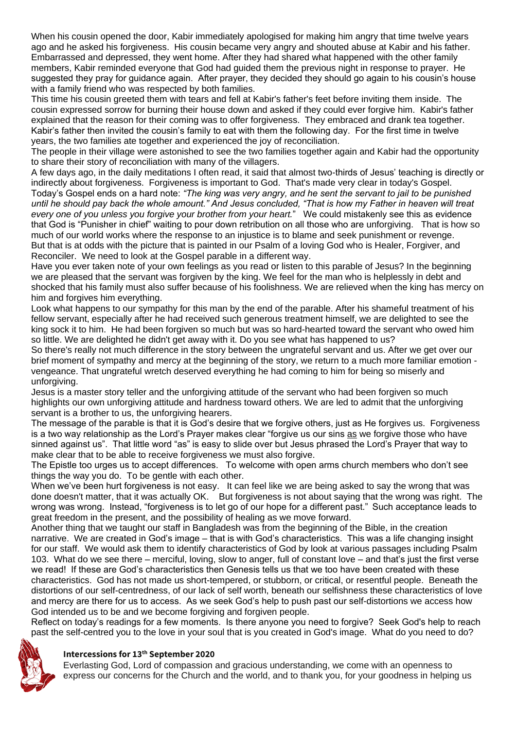When his cousin opened the door, Kabir immediately apologised for making him angry that time twelve years ago and he asked his forgiveness. His cousin became very angry and shouted abuse at Kabir and his father. Embarrassed and depressed, they went home. After they had shared what happened with the other family members, Kabir reminded everyone that God had guided them the previous night in response to prayer. He suggested they pray for guidance again. After prayer, they decided they should go again to his cousin's house with a family friend who was respected by both families.

This time his cousin greeted them with tears and fell at Kabir's father's feet before inviting them inside. The cousin expressed sorrow for burning their house down and asked if they could ever forgive him. Kabir's father explained that the reason for their coming was to offer forgiveness. They embraced and drank tea together. Kabir's father then invited the cousin's family to eat with them the following day. For the first time in twelve years, the two families ate together and experienced the joy of reconciliation.

The people in their village were astonished to see the two families together again and Kabir had the opportunity to share their story of reconciliation with many of the villagers.

A few days ago, in the daily meditations I often read, it said that almost two-thirds of Jesus' teaching is directly or indirectly about forgiveness. Forgiveness is important to God. That's made very clear in today's Gospel.

Today's Gospel ends on a hard note: *"The king was very angry, and he sent the servant to jail to be punished until he should pay back the whole amount." And Jesus concluded, "That is how my Father in heaven will treat every one of you unless you forgive your brother from your heart.*" We could mistakenly see this as evidence that God is "Punisher in chief" waiting to pour down retribution on all those who are unforgiving. That is how so much of our world works where the response to an injustice is to blame and seek punishment or revenge.

But that is at odds with the picture that is painted in our Psalm of a loving God who is Healer, Forgiver, and Reconciler. We need to look at the Gospel parable in a different way.

Have you ever taken note of your own feelings as you read or listen to this parable of Jesus? In the beginning we are pleased that the servant was forgiven by the king. We feel for the man who is helplessly in debt and shocked that his family must also suffer because of his foolishness. We are relieved when the king has mercy on him and forgives him everything.

Look what happens to our sympathy for this man by the end of the parable. After his shameful treatment of his fellow servant, especially after he had received such generous treatment himself, we are delighted to see the king sock it to him. He had been forgiven so much but was so hard-hearted toward the servant who owed him so little. We are delighted he didn't get away with it. Do you see what has happened to us?

So there's really not much difference in the story between the ungrateful servant and us. After we get over our brief moment of sympathy and mercy at the beginning of the story, we return to a much more familiar emotion - vengeance. That ungrateful wretch deserved everything he had coming to him for being so miserly and unforgiving.

Jesus is a master story teller and the unforgiving attitude of the servant who had been forgiven so much highlights our own unforgiving attitude and hardness toward others. We are led to admit that the unforgiving servant is a brother to us, the unforgiving hearers.

The message of the parable is that it is God's desire that we forgive others, just as He forgives us. Forgiveness is a two way relationship as the Lord's Prayer makes clear "forgive us our sins <u>as</u> we forgive those who have sinned against us". That little word "as" is easy to slide over but Jesus phrased the Lord's Prayer that way to make clear that to be able to receive forgiveness we must also forgive.

The Epistle too urges us to accept differences. To welcome with open arms church members who don't see things the way you do. To be gentle with each other.

When we've been hurt forgiveness is not easy. It can feel like we are being asked to say the wrong that was done doesn't matter, that it was actually OK. But forgiveness is not about saying that the wrong was right. The wrong was wrong. Instead, "forgiveness is to let go of our hope for a different past." Such acceptance leads to great freedom in the present, and the possibility of healing as we move forward.

Another thing that we taught our staff in Bangladesh was from the beginning of the Bible, in the creation narrative. We are created in God's image – that is with God's characteristics. This was a life changing insight for our staff. We would ask them to identify characteristics of God by look at various passages including Psalm 103. What do we see there – merciful, loving, slow to anger, full of constant love – and that's just the first verse we read! If these are God's characteristics then Genesis tells us that we too have been created with these characteristics. God has not made us short-tempered, or stubborn, or critical, or resentful people. Beneath the distortions of our self-centredness, of our lack of self worth, beneath our selfishness these characteristics of love and mercy are there for us to access. As we seek God's help to push past our self-distortions we access how God intended us to be and we become forgiving and forgiven people.

Reflect on today's readings for a few moments. Is there anyone you need to forgive? Seek God's help to reach past the self-centred you to the love in your soul that is you created in God's image. What do you need to do?

### Intercessions for 13th September 2020

Everlasting God, Lord of compassion and gracious understanding, we come with an openness to express our concerns for the Church and the world, and to thank you, for your goodness in helping us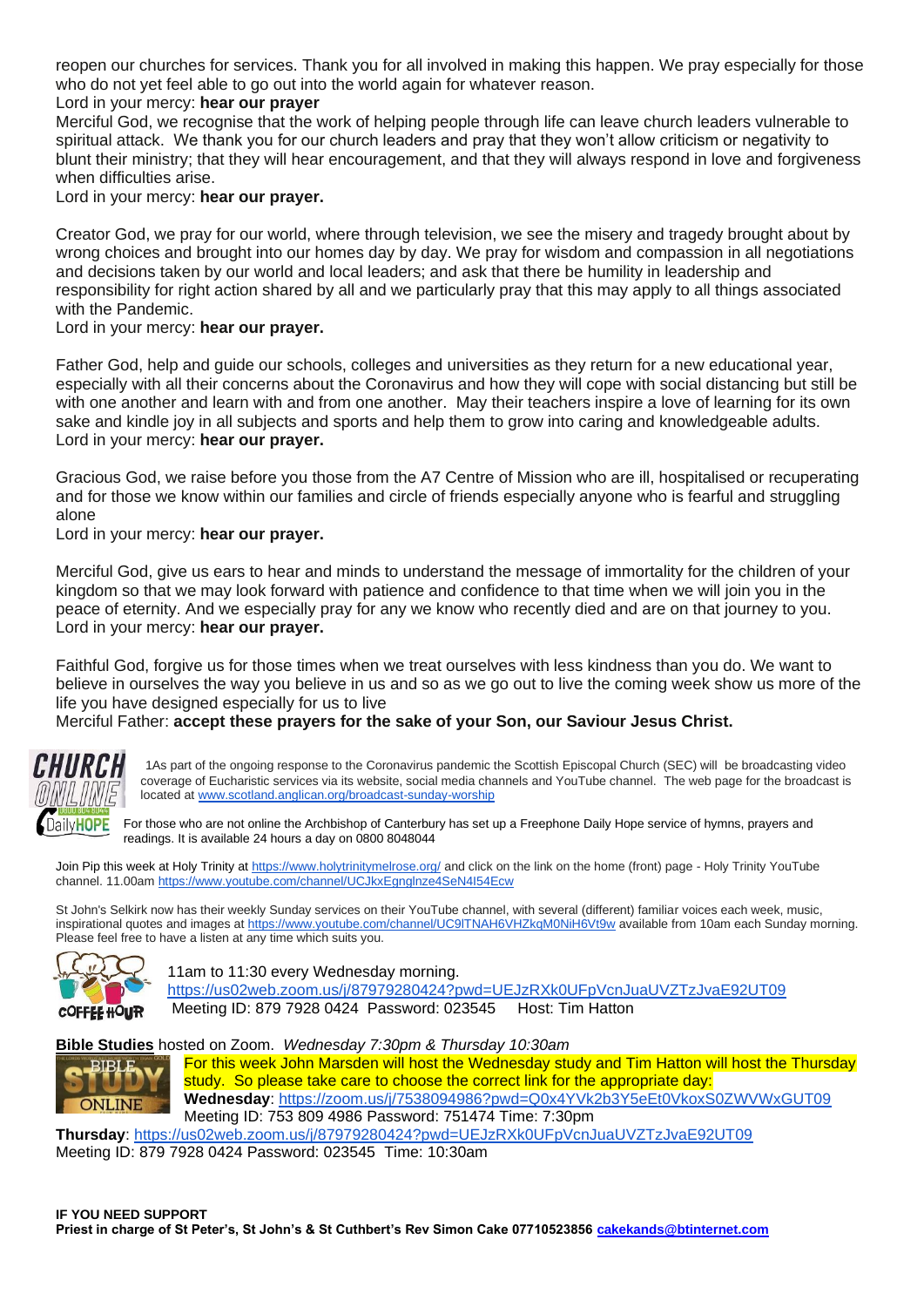reopen our churches for services. Thank you for all involved in making this happen. We pray especially for those who do not yet feel able to go out into the world again for whatever reason.

Lord in your mercy: **hear our prayer**

Merciful God, we recognise that the work of helping people through life can leave church leaders vulnerable to spiritual attack. We thank you for our church leaders and pray that they won't allow criticism or negativity to blunt their ministry; that they will hear encouragement, and that they will always respond in love and forgiveness when difficulties arise.

Lord in your mercy: **hear our prayer.**

Creator God, we pray for our world, where through television, we see the misery and tragedy brought about by wrong choices and brought into our homes day by day. We pray for wisdom and compassion in all negotiations and decisions taken by our world and local leaders; and ask that there be humility in leadership and responsibility for right action shared by all and we particularly pray that this may apply to all things associated with the Pandemic.

Lord in your mercy: **hear our prayer.**

Father God, help and guide our schools, colleges and universities as they return for a new educational year, especially with all their concerns about the Coronavirus and how they will cope with social distancing but still be with one another and learn with and from one another. May their teachers inspire a love of learning for its own sake and kindle joy in all subjects and sports and help them to grow into caring and knowledgeable adults.

Lord in your mercy: **hear our prayer.**

Gracious God, we raise before you those from the A7 Centre of Mission who are ill, hospitalised or recuperating and for those we know within our families and circle of friends especially anyone who is fearful and struggling alone

Lord in your mercy: **hear our prayer.**

Merciful God, give us ears to hear and minds to understand the message of immortality for the children of your kingdom so that we may look forward with patience and confidence to that time when we will join you in the peace of eternity. And we especially pray for any we know who recently died and are on that journey to you.

Lord in your mercy: **hear our prayer.**

Faithful God, forgive us for those times when we treat ourselves with less kindness than you do. We want to believe in ourselves the way you believe in us and so as we go out to live the coming week show us more of the life you have designed especially for us to live

Merciful Father: **accept these prayers for the sake of your Son, our Saviour Jesus Christ.**

1As part of the ongoing response to the Coronavirus pandemic the Scottish Episcopal Church (SEC) will be broadcasting video coverage of Eucharistic services via its website, social media channels and YouTube channel. The web page for the broadcast is located at www.scotland.anglican.org/broadcast-sunday-worship

For those who are not online the Archbishop of Canterbury has set up a Freephone Daily Hope service of hymns, prayers and readings. It is available 24 hours a day on 0800 8048044

Join Pip this week at Holy Trinity at https://www.holytrinitymelrose.org/ and click on the link on the home (front) page - Holy Trinity YouTube channel. 11.00am https://www.youtube.com/channel/UCJkxEgnglnze4SeN4I54Ecw

St John's Selkirk now has their weekly Sunday services on their YouTube channel, with several (different) familiar voices each week, music, inspirational quotes and images at https://www.youtube.com/channel/UC9lTNAH6VHZkqM0NiH6Vt9w available from 10am each Sunday morning. Please feel free to have a listen at any time which suits you.

11am to 11:30 every Wednesday morning.
https://us02web.zoom.us/j/87979280424?pwd=UEJzRXk0UFpVcnJuaUVZTzJvaE92UT09
Meeting ID: 879 7928 0424 Password: 023545 Host: Tim Hatton

**Bible Studies** hosted on Zoom. *Wednesday 7:30pm & Thursday 10:30am*

For this week John Marsden will host the Wednesday study and Tim Hatton will host the Thursday study. So please take care to choose the correct link for the appropriate day:

**Wednesday**: https://zoom.us/j/7538094986?pwd=Q0x4YVk2b3Y5eEt0VkoxS0ZWVWxGUT09
Meeting ID: 753 809 4986 Password: 751474 Time: 7:30pm

**Thursday**: https://us02web.zoom.us/j/87979280424?pwd=UEJzRXk0UFpVcnJuaUVZTzJvaE92UT09
Meeting ID: 879 7928 0424 Password: 023545 Time: 10:30am

**IF YOU NEED SUPPORT**
**Priest in charge of St Peter's, St John's & St Cuthbert's Rev Simon Cake 07710523856 cakekands@btinternet.com**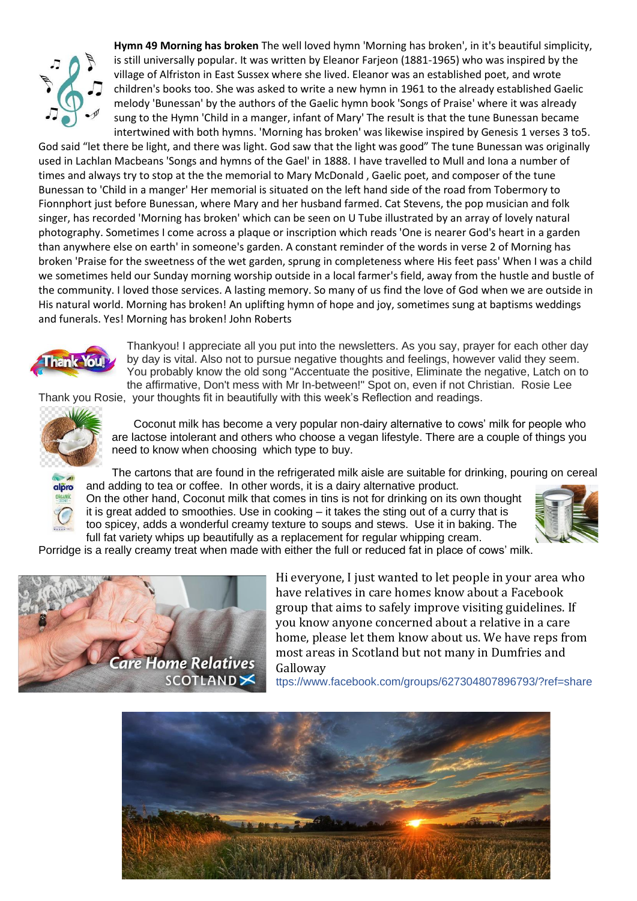**Hymn 49 Morning has broken** The well loved hymn 'Morning has broken', in it's beautiful simplicity, is still universally popular. It was written by Eleanor Farjeon (1881-1965) who was inspired by the village of Alfriston in East Sussex where she lived. Eleanor was an established poet, and wrote children's books too. She was asked to write a new hymn in 1961 to the already established Gaelic melody 'Bunessan' by the authors of the Gaelic hymn book 'Songs of Praise' where it was already sung to the Hymn 'Child in a manger, infant of Mary' The result is that the tune Bunessan became intertwined with both hymns. 'Morning has broken' was likewise inspired by Genesis 1 verses 3 to5. God said "let there be light, and there was light. God saw that the light was good" The tune Bunessan was originally used in Lachlan Macbeans 'Songs and hymns of the Gael' in 1888. I have travelled to Mull and Iona a number of times and always try to stop at the the memorial to Mary McDonald , Gaelic poet, and composer of the tune Bunessan to 'Child in a manger' Her memorial is situated on the left hand side of the road from Tobermory to Fionnphort just before Bunessan, where Mary and her husband farmed. Cat Stevens, the pop musician and folk singer, has recorded 'Morning has broken' which can be seen on U Tube illustrated by an array of lovely natural photography. Sometimes I come across a plaque or inscription which reads 'One is nearer God's heart in a garden than anywhere else on earth' in someone's garden. A constant reminder of the words in verse 2 of Morning has broken 'Praise for the sweetness of the wet garden, sprung in completeness where His feet pass' When I was a child we sometimes held our Sunday morning worship outside in a local farmer's field, away from the hustle and bustle of the community. I loved those services. A lasting memory. So many of us find the love of God when we are outside in His natural world. Morning has broken! An uplifting hymn of hope and joy, sometimes sung at baptisms weddings and funerals. Yes! Morning has broken! John Roberts

Thankyou! I appreciate all you put into the newsletters. As you say, prayer for each other day by day is vital. Also not to pursue negative thoughts and feelings, however valid they seem. You probably know the old song "Accentuate the positive, Eliminate the negative, Latch on to the affirmative, Don't mess with Mr In-between!" Spot on, even if not Christian. Rosie Lee

Thank you Rosie, your thoughts fit in beautifully with this week's Reflection and readings.

Coconut milk has become a very popular non-dairy alternative to cows' milk for people who are lactose intolerant and others who choose a vegan lifestyle. There are a couple of things you need to know when choosing which type to buy.

The cartons that are found in the refrigerated milk aisle are suitable for drinking, pouring on cereal and adding to tea or coffee. In other words, it is a dairy alternative product.
On the other hand, Coconut milk that comes in tins is not for drinking on its own thought it is great added to smoothies. Use in cooking – it takes the sting out of a curry that is too spicey, adds a wonderful creamy texture to soups and stews. Use it in baking. The full fat variety whips up beautifully as a replacement for regular whipping cream.
Porridge is a really creamy treat when made with either the full or reduced fat in place of cows' milk.

Hi everyone, I just wanted to let people in your area who have relatives in care homes know about a Facebook group that aims to safely improve visiting guidelines. If you know anyone concerned about a relative in a care home, please let them know about us. We have reps from most areas in Scotland but not many in Dumfries and Galloway

ttps://www.facebook.com/groups/627304807896793/?ref=share